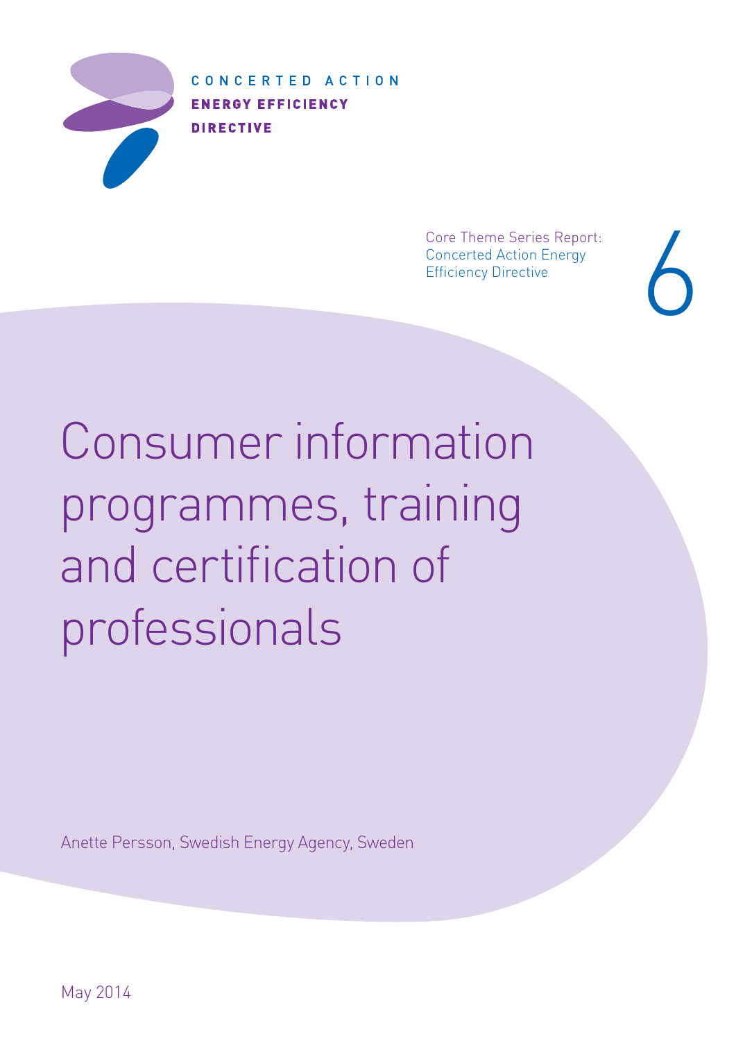CONCERTED ACTION
**ENERGY EFFICIENCY DIRECTIVE**

Core Theme Series Report:
Concerted Action Energy Efficiency Directive

6

# Consumer information programmes, training and certification of professionals

Anette Persson, Swedish Energy Agency, Sweden

May 2014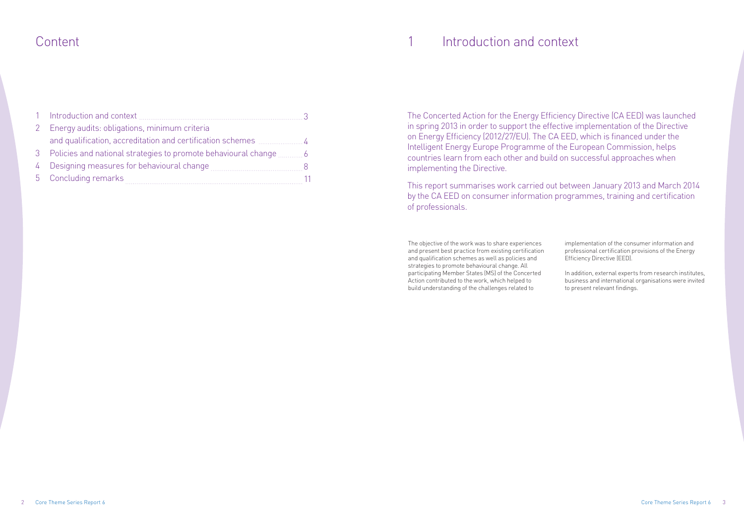# Content

| | | |
|---|---|---|
| 1 | Introduction and context | 3 |
| 2 | Energy audits: obligations, minimum criteria and qualification, accreditation and certification schemes | 4 |
| 3 | Policies and national strategies to promote behavioural change | 6 |
| 4 | Designing measures for behavioural change | 8 |
| 5 | Concluding remarks | 11 |

# 1 Introduction and context

The Concerted Action for the Energy Efficiency Directive (CA EED) was launched in spring 2013 in order to support the effective implementation of the Directive on Energy Efficiency (2012/27/EU). The CA EED, which is financed under the Intelligent Energy Europe Programme of the European Commission, helps countries learn from each other and build on successful approaches when implementing the Directive.

This report summarises work carried out between January 2013 and March 2014 by the CA EED on consumer information programmes, training and certification of professionals.

The objective of the work was to share experiences and present best practice from existing certification and qualification schemes as well as policies and strategies to promote behavioural change. All participating Member States (MS) of the Concerted Action contributed to the work, which helped to build understanding of the challenges related to implementation of the consumer information and professional certification provisions of the Energy Efficiency Directive (EED).

In addition, external experts from research institutes, business and international organisations were invited to present relevant findings.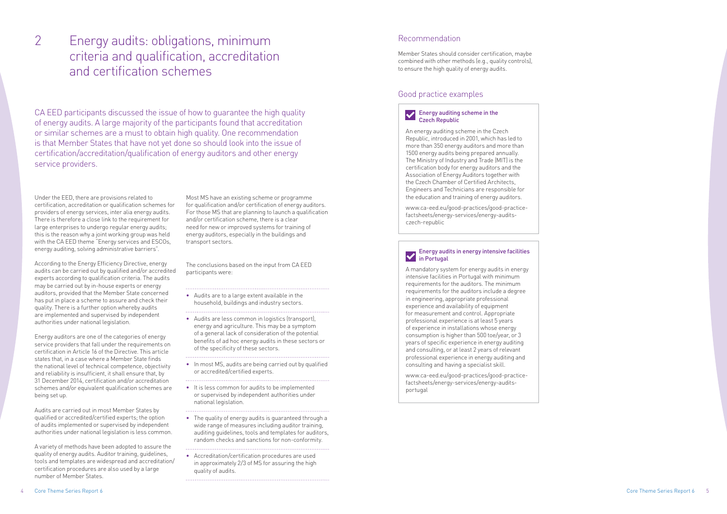# 2 Energy audits: obligations, minimum criteria and qualification, accreditation and certification schemes

CA EED participants discussed the issue of how to guarantee the high quality of energy audits. A large majority of the participants found that accreditation or similar schemes are a must to obtain high quality. One recommendation is that Member States that have not yet done so should look into the issue of certification/accreditation/qualification of energy auditors and other energy service providers.

Under the EED, there are provisions related to certification, accreditation or qualification schemes for providers of energy services, inter alia energy audits. There is therefore a close link to the requirement for large enterprises to undergo regular energy audits; this is the reason why a joint working group was held with the CA EED theme "Energy services and ESCOs, energy auditing, solving administrative barriers".

According to the Energy Efficiency Directive, energy audits can be carried out by qualified and/or accredited experts according to qualification criteria. The audits may be carried out by in-house experts or energy auditors, provided that the Member State concerned has put in place a scheme to assure and check their quality. There is a further option whereby audits are implemented and supervised by independent authorities under national legislation.

Energy auditors are one of the categories of energy service providers that fall under the requirements on certification in Article 16 of the Directive. This article states that, in a case where a Member State finds the national level of technical competence, objectivity and reliability is insufficient, it shall ensure that, by 31 December 2014, certification and/or accreditation schemes and/or equivalent qualification schemes are being set up.

Audits are carried out in most Member States by qualified or accredited/certified experts; the option of audits implemented or supervised by independent authorities under national legislation is less common.

A variety of methods have been adopted to assure the quality of energy audits. Auditor training, guidelines, tools and templates are widespread and accreditation/certification procedures are also used by a large number of Member States.

Most MS have an existing scheme or programme for qualification and/or certification of energy auditors. For those MS that are planning to launch a qualification and/or certification scheme, there is a clear need for new or improved systems for training of energy auditors, especially in the buildings and transport sectors.

The conclusions based on the input from CA EED participants were:

- Audits are to a large extent available in the household, buildings and industry sectors.
- Audits are less common in logistics (transport), energy and agriculture. This may be a symptom of a general lack of consideration of the potential benefits of ad hoc energy audits in these sectors or of the specificity of these sectors.
- In most MS, audits are being carried out by qualified or accredited/certified experts.
- It is less common for audits to be implemented or supervised by independent authorities under national legislation.
- The quality of energy audits is guaranteed through a wide range of measures including auditor training, auditing guidelines, tools and templates for auditors, random checks and sanctions for non-conformity.
- Accreditation/certification procedures are used in approximately 2/3 of MS for assuring the high quality of audits.

## Recommendation

Member States should consider certification, maybe combined with other methods (e.g., quality controls), to ensure the high quality of energy audits.

## Good practice examples

### Energy auditing scheme in the Czech Republic

An energy auditing scheme in the Czech Republic, introduced in 2001, which has led to more than 350 energy auditors and more than 1500 energy audits being prepared annually. The Ministry of Industry and Trade (MIT) is the certification body for energy auditors and the Association of Energy Auditors together with the Czech Chamber of Certified Architects, Engineers and Technicians are responsible for the education and training of energy auditors.

www.ca-eed.eu/good-practices/good-practice-factsheets/energy-services/energy-audits-czech-republic

### Energy audits in energy intensive facilities in Portugal

A mandatory system for energy audits in energy intensive facilities in Portugal with minimum requirements for the auditors. The minimum requirements for the auditors include a degree in engineering, appropriate professional experience and availability of equipment for measurement and control. Appropriate professional experience is at least 5 years of experience in installations whose energy consumption is higher than 500 toe/year, or 3 years of specific experience in energy auditing and consulting, or at least 2 years of relevant professional experience in energy auditing and consulting and having a specialist skill.

www.ca-eed.eu/good-practices/good-practice-factsheets/energy-services/energy-audits-portugal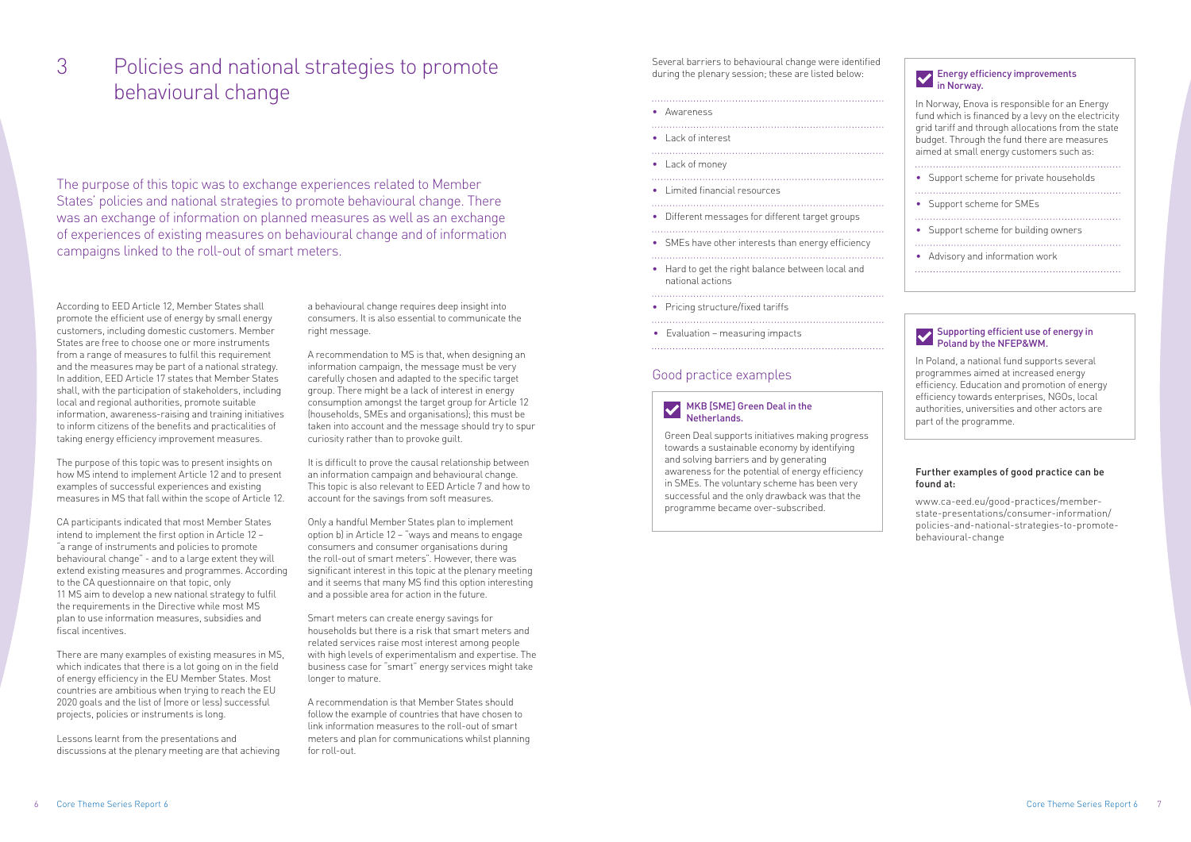# 3 Policies and national strategies to promote behavioural change

The purpose of this topic was to exchange experiences related to Member States' policies and national strategies to promote behavioural change. There was an exchange of information on planned measures as well as an exchange of experiences of existing measures on behavioural change and of information campaigns linked to the roll-out of smart meters.

According to EED Article 12, Member States shall promote the efficient use of energy by small energy customers, including domestic customers. Member States are free to choose one or more instruments from a range of measures to fulfil this requirement and the measures may be part of a national strategy. In addition, EED Article 17 states that Member States shall, with the participation of stakeholders, including local and regional authorities, promote suitable information, awareness-raising and training initiatives to inform citizens of the benefits and practicalities of taking energy efficiency improvement measures.

The purpose of this topic was to present insights on how MS intend to implement Article 12 and to present examples of successful experiences and existing measures in MS that fall within the scope of Article 12.

CA participants indicated that most Member States intend to implement the first option in Article 12 – "a range of instruments and policies to promote behavioural change" - and to a large extent they will extend existing measures and programmes. According to the CA questionnaire on that topic, only 11 MS aim to develop a new national strategy to fulfil the requirements in the Directive while most MS plan to use information measures, subsidies and fiscal incentives.

There are many examples of existing measures in MS, which indicates that there is a lot going on in the field of energy efficiency in the EU Member States. Most countries are ambitious when trying to reach the EU 2020 goals and the list of (more or less) successful projects, policies or instruments is long.

Lessons learnt from the presentations and discussions at the plenary meeting are that achieving a behavioural change requires deep insight into consumers. It is also essential to communicate the right message.

A recommendation to MS is that, when designing an information campaign, the message must be very carefully chosen and adapted to the specific target group. There might be a lack of interest in energy consumption amongst the target group for Article 12 (households, SMEs and organisations); this must be taken into account and the message should try to spur curiosity rather than to provoke guilt.

It is difficult to prove the causal relationship between an information campaign and behavioural change. This topic is also relevant to EED Article 7 and how to account for the savings from soft measures.

Only a handful Member States plan to implement option b) in Article 12 – "ways and means to engage consumers and consumer organisations during the roll-out of smart meters". However, there was significant interest in this topic at the plenary meeting and it seems that many MS find this option interesting and a possible area for action in the future.

Smart meters can create energy savings for households but there is a risk that smart meters and related services raise most interest among people with high levels of experimentalism and expertise. The business case for "smart" energy services might take longer to mature.

A recommendation is that Member States should follow the example of countries that have chosen to link information measures to the roll-out of smart meters and plan for communications whilst planning for roll-out.

Several barriers to behavioural change were identified during the plenary session; these are listed below:

- Awareness
- Lack of interest
- Lack of money
- Limited financial resources
- Different messages for different target groups
- SMEs have other interests than energy efficiency
- Hard to get the right balance between local and national actions
- Pricing structure/fixed tariffs
- Evaluation – measuring impacts

## Good practice examples

### MKB (SME) Green Deal in the Netherlands.

Green Deal supports initiatives making progress towards a sustainable economy by identifying and solving barriers and by generating awareness for the potential of energy efficiency in SMEs. The voluntary scheme has been very successful and the only drawback was that the programme became over-subscribed.

### Energy efficiency improvements in Norway.

In Norway, Enova is responsible for an Energy fund which is financed by a levy on the electricity grid tariff and through allocations from the state budget. Through the fund there are measures aimed at small energy customers such as:

- Support scheme for private households
- Support scheme for SMEs
- Support scheme for building owners
- Advisory and information work

### Supporting efficient use of energy in Poland by the NFEP&WM.

In Poland, a national fund supports several programmes aimed at increased energy efficiency. Education and promotion of energy efficiency towards enterprises, NGOs, local authorities, universities and other actors are part of the programme.

**Further examples of good practice can be found at:**

www.ca-eed.eu/good-practices/member-state-presentations/consumer-information/policies-and-national-strategies-to-promote-behavioural-change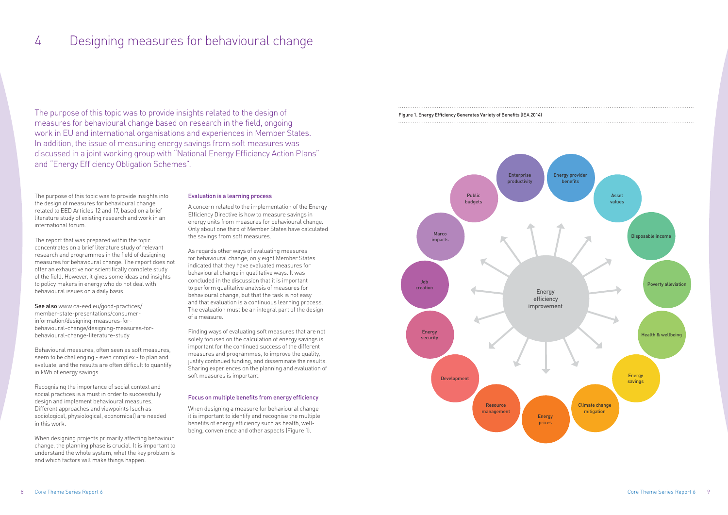# 4 Designing measures for behavioural change

The purpose of this topic was to provide insights related to the design of measures for behavioural change based on research in the field, ongoing work in EU and international organisations and experiences in Member States. In addition, the issue of measuring energy savings from soft measures was discussed in a joint working group with "National Energy Efficiency Action Plans" and "Energy Efficiency Obligation Schemes".

The purpose of this topic was to provide insights into the design of measures for behavioural change related to EED Articles 12 and 17, based on a brief literature study of existing research and work in an international forum.

The report that was prepared within the topic concentrates on a brief literature study of relevant research and programmes in the field of designing measures for behavioural change. The report does not offer an exhaustive nor scientifically complete study of the field. However, it gives some ideas and insights to policy makers in energy who do not deal with behavioural issues on a daily basis.

**See also** www.ca-eed.eu/good-practices/member-state-presentations/consumer-information/designing-measures-for-behavioural-change/designing-measures-for-behavioural-change-literature-study

Behavioural measures, often seen as soft measures, seem to be challenging - even complex - to plan and evaluate, and the results are often difficult to quantify in kWh of energy savings.

Recognising the importance of social context and social practices is a must in order to successfully design and implement behavioural measures. Different approaches and viewpoints (such as sociological, physiological, economical) are needed in this work.

When designing projects primarily affecting behaviour change, the planning phase is crucial. It is important to understand the whole system, what the key problem is and which factors will make things happen.

### Evaluation is a learning process

A concern related to the implementation of the Energy Efficiency Directive is how to measure savings in energy units from measures for behavioural change. Only about one third of Member States have calculated the savings from soft measures.

As regards other ways of evaluating measures for behavioural change, only eight Member States indicated that they have evaluated measures for behavioural change in qualitative ways. It was concluded in the discussion that it is important to perform qualitative analysis of measures for behavioural change, but that the task is not easy and that evaluation is a continuous learning process. The evaluation must be an integral part of the design of a measure.

Finding ways of evaluating soft measures that are not solely focused on the calculation of energy savings is important for the continued success of the different measures and programmes, to improve the quality, justify continued funding, and disseminate the results. Sharing experiences on the planning and evaluation of soft measures is important.

### Focus on multiple benefits from energy efficiency

When designing a measure for behavioural change it is important to identify and recognise the multiple benefits of energy efficiency such as health, well-being, convenience and other aspects (Figure 1).

Figure 1. Energy Efficiency Generates Variety of Benefits (IEA 2014)

Energy efficiency improvement

Enterprise productivity · Energy provider benefits · Asset values · Disposable income · Poverty alleviation · Health & wellbeing · Energy savings · Climate change mitigation · Energy prices · Resource management · Development · Energy security · Job creation · Marco impacts · Public budgets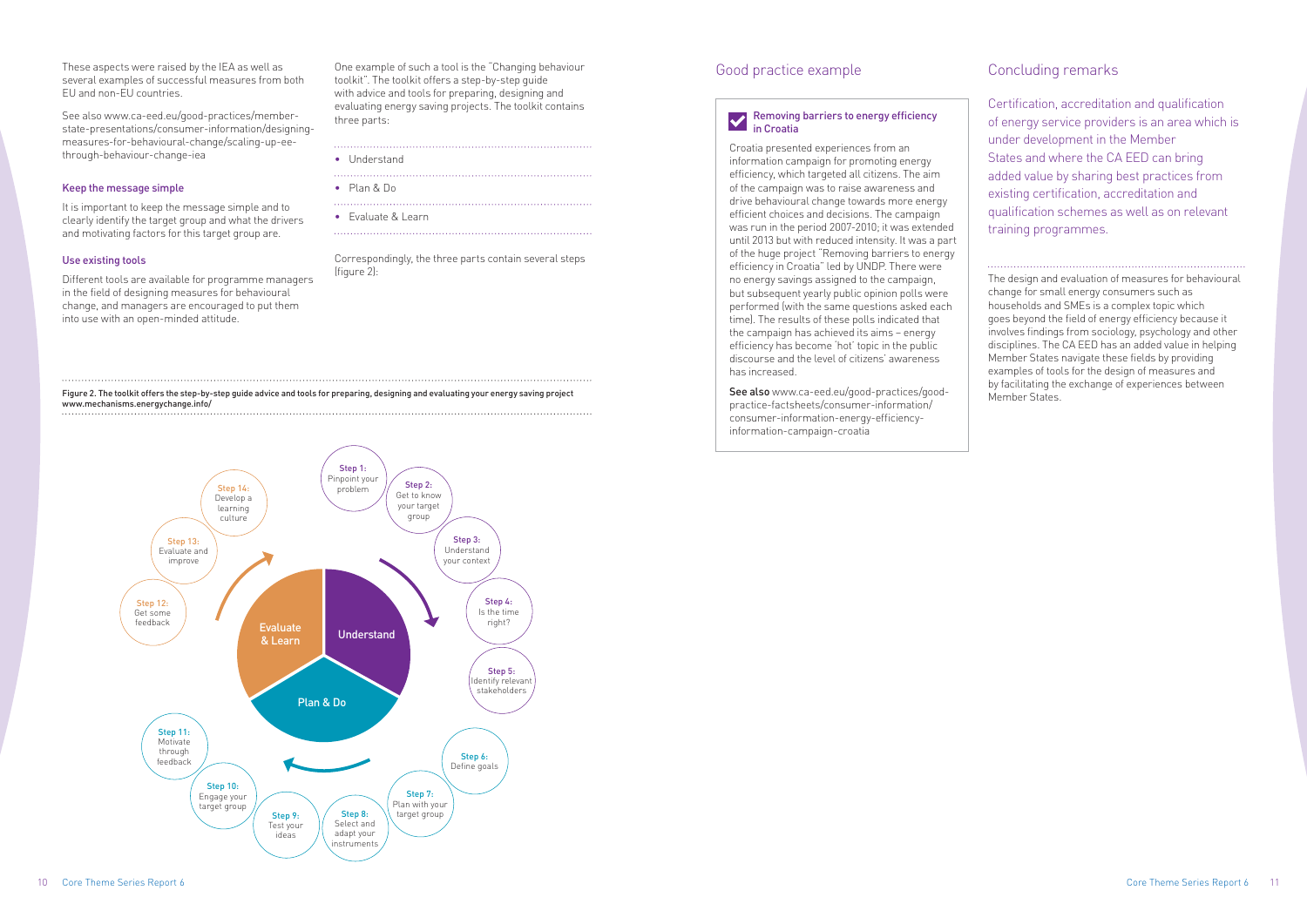These aspects were raised by the IEA as well as several examples of successful measures from both EU and non-EU countries.

See also www.ca-eed.eu/good-practices/member-state-presentations/consumer-information/designing-measures-for-behavioural-change/scaling-up-ee-through-behaviour-change-iea

### Keep the message simple

It is important to keep the message simple and to clearly identify the target group and what the drivers and motivating factors for this target group are.

### Use existing tools

Different tools are available for programme managers in the field of designing measures for behavioural change, and managers are encouraged to put them into use with an open-minded attitude.

One example of such a tool is the "Changing behaviour toolkit". The toolkit offers a step-by-step guide with advice and tools for preparing, designing and evaluating energy saving projects. The toolkit contains three parts:

- Understand
- Plan & Do
- Evaluate & Learn

Correspondingly, the three parts contain several steps (figure 2):

Figure 2. The toolkit offers the step-by-step guide advice and tools for preparing, designing and evaluating your energy saving project www.mechanisms.energychange.info/

- Understand
  - Step 1: Pinpoint your problem
  - Step 2: Get to know your target group
  - Step 3: Understand your context
  - Step 4: Is the time right?
  - Step 5: Identify relevant stakeholders
- Plan & Do
  - Step 6: Define goals
  - Step 7: Plan with your target group
  - Step 8: Select and adapt your instruments
  - Step 9: Test your ideas
  - Step 10: Engage your target group
  - Step 11: Motivate through feedback
- Evaluate & Learn
  - Step 12: Get some feedback
  - Step 13: Evaluate and improve
  - Step 14: Develop a learning culture

## Good practice example

### Removing barriers to energy efficiency in Croatia

Croatia presented experiences from an information campaign for promoting energy efficiency, which targeted all citizens. The aim of the campaign was to raise awareness and drive behavioural change towards more energy efficient choices and decisions. The campaign was run in the period 2007-2010; it was extended until 2013 but with reduced intensity. It was a part of the huge project "Removing barriers to energy efficiency in Croatia" led by UNDP. There were no energy savings assigned to the campaign, but subsequent yearly public opinion polls were performed (with the same questions asked each time). The results of these polls indicated that the campaign has achieved its aims – energy efficiency has become 'hot' topic in the public discourse and the level of citizens' awareness has increased.

See also www.ca-eed.eu/good-practices/good-practice-factsheets/consumer-information/consumer-information-energy-efficiency-information-campaign-croatia

## Concluding remarks

Certification, accreditation and qualification of energy service providers is an area which is under development in the Member States and where the CA EED can bring added value by sharing best practices from existing certification, accreditation and qualification schemes as well as on relevant training programmes.

The design and evaluation of measures for behavioural change for small energy consumers such as households and SMEs is a complex topic which goes beyond the field of energy efficiency because it involves findings from sociology, psychology and other disciplines. The CA EED has an added value in helping Member States navigate these fields by providing examples of tools for the design of measures and by facilitating the exchange of experiences between Member States.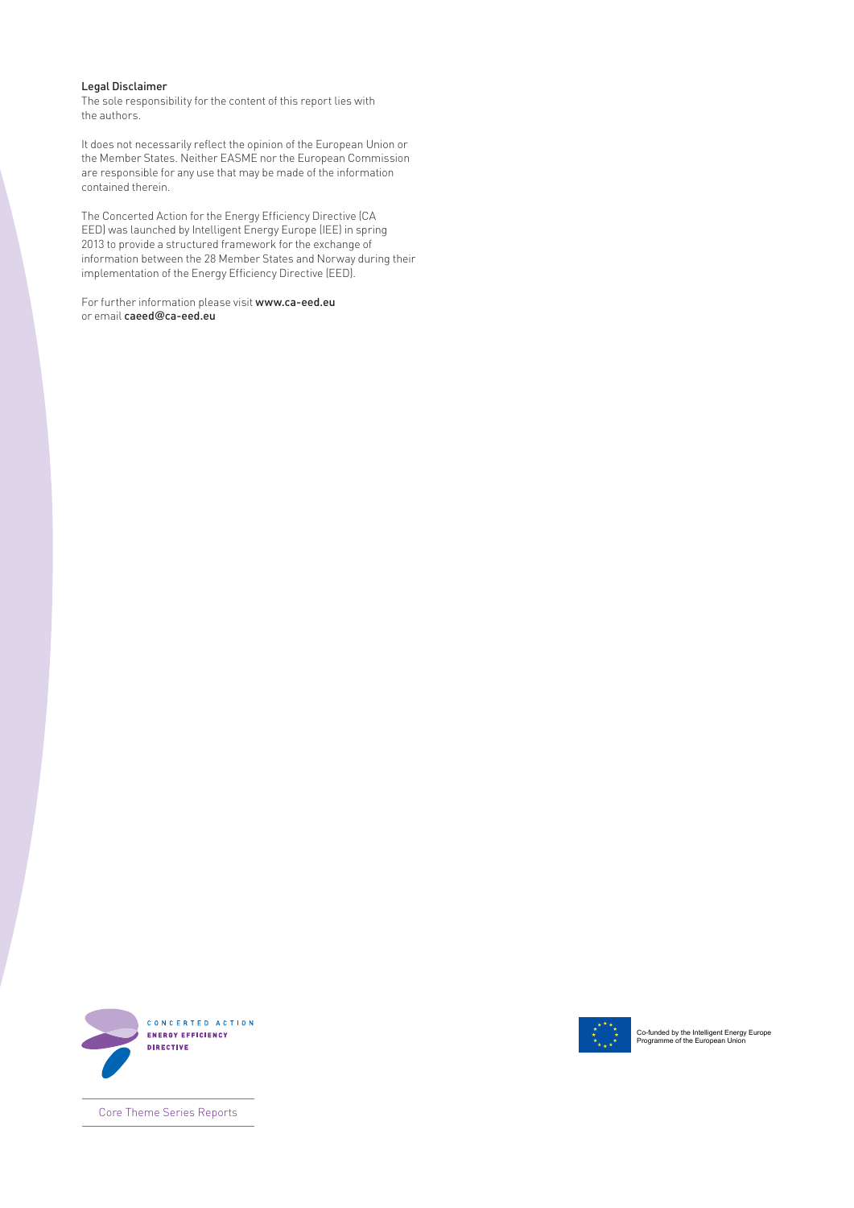**Legal Disclaimer**

The sole responsibility for the content of this report lies with the authors.

It does not necessarily reflect the opinion of the European Union or the Member States. Neither EASME nor the European Commission are responsible for any use that may be made of the information contained therein.

The Concerted Action for the Energy Efficiency Directive (CA EED) was launched by Intelligent Energy Europe (IEE) in spring 2013 to provide a structured framework for the exchange of information between the 28 Member States and Norway during their implementation of the Energy Efficiency Directive (EED).

For further information please visit **www.ca-eed.eu**
or email **caeed@ca-eed.eu**

CONCERTED ACTION
**ENERGY EFFICIENCY DIRECTIVE**

Co-funded by the Intelligent Energy Europe Programme of the European Union

Core Theme Series Reports